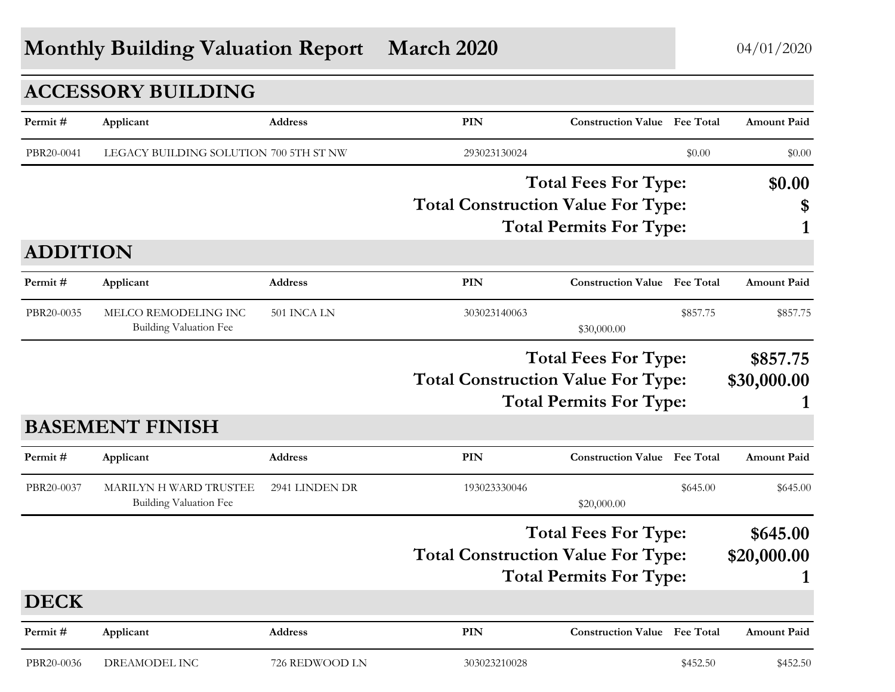# Monthly Building Valuation Report    March 2020

04/01/2020

## ACCESSORY BUILDING

| Permit # | Applicant | Address | PIN | Construction Value | Fee Total | Amount Paid |
|---|---|---|---|---|---|---|
| PBR20-0041 | LEGACY BUILDING SOLUTION | 700 5TH ST NW | 293023130024 | | $0.00 | $0.00 |

**Total Fees For Type:** **$0.00**

**Total Construction Value For Type:** **$**

**Total Permits For Type:** **1**

## ADDITION

| Permit # | Applicant | Address | PIN | Construction Value | Fee Total | Amount Paid |
|---|---|---|---|---|---|---|
| PBR20-0035 | MELCO REMODELING INC | 501 INCA LN | 303023140063 | | $857.75 | $857.75 |
| | Building Valuation Fee | | | $30,000.00 | | |

**Total Fees For Type:** **$857.75**

**Total Construction Value For Type:** **$30,000.00**

**Total Permits For Type:** **1**

## BASEMENT FINISH

| Permit # | Applicant | Address | PIN | Construction Value | Fee Total | Amount Paid |
|---|---|---|---|---|---|---|
| PBR20-0037 | MARILYN H WARD TRUSTEE | 2941 LINDEN DR | 193023330046 | | $645.00 | $645.00 |
| | Building Valuation Fee | | | $20,000.00 | | |

**Total Fees For Type:** **$645.00**

**Total Construction Value For Type:** **$20,000.00**

**Total Permits For Type:** **1**

## DECK

| Permit # | Applicant | Address | PIN | Construction Value | Fee Total | Amount Paid |
|---|---|---|---|---|---|---|
| PBR20-0036 | DREAMODEL INC | 726 REDWOOD LN | 303023210028 | | $452.50 | $452.50 |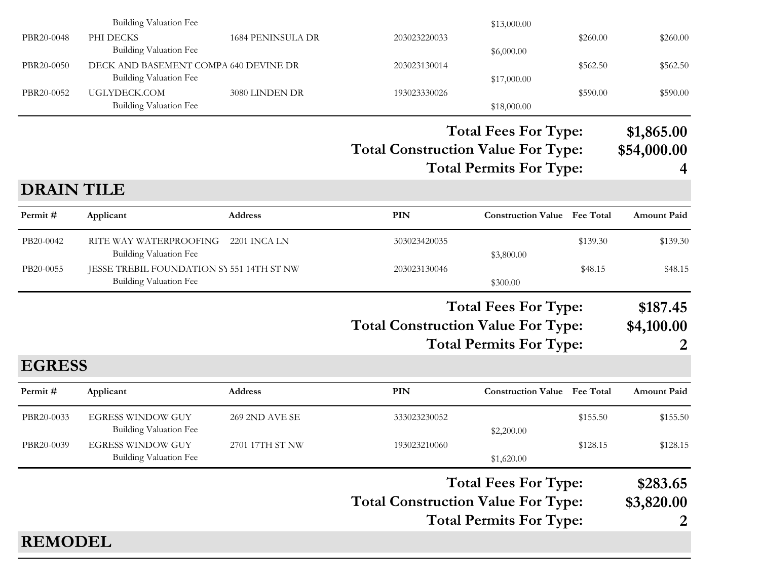| Permit # | Applicant | Address | PIN | Construction Value | Fee Total | Amount Paid |
|---|---|---|---|---|---|---|
| | Building Valuation Fee | | | $13,000.00 | | |
| PBR20-0048 | PHI DECKS | 1684 PENINSULA DR | 203023220033 | | $260.00 | $260.00 |
| | Building Valuation Fee | | | $6,000.00 | | |
| PBR20-0050 | DECK AND BASEMENT COMPA | 640 DEVINE DR | 203023130014 | | $562.50 | $562.50 |
| | Building Valuation Fee | | | $17,000.00 | | |
| PBR20-0052 | UGLYDECK.COM | 3080 LINDEN DR | 193023330026 | | $590.00 | $590.00 |
| | Building Valuation Fee | | | $18,000.00 | | |

**Total Fees For Type:** $1,865.00
**Total Construction Value For Type:** $54,000.00
**Total Permits For Type:** 4

## DRAIN TILE

| Permit # | Applicant | Address | PIN | Construction Value | Fee Total | Amount Paid |
|---|---|---|---|---|---|---|
| PB20-0042 | RITE WAY WATERPROOFING | 2201 INCA LN | 303023420035 | | $139.30 | $139.30 |
| | Building Valuation Fee | | | $3,800.00 | | |
| PB20-0055 | JESSE TREBIL FOUNDATION SY | 551 14TH ST NW | 203023130046 | | $48.15 | $48.15 |
| | Building Valuation Fee | | | $300.00 | | |

**Total Fees For Type:** $187.45
**Total Construction Value For Type:** $4,100.00
**Total Permits For Type:** 2

## EGRESS

| Permit # | Applicant | Address | PIN | Construction Value | Fee Total | Amount Paid |
|---|---|---|---|---|---|---|
| PBR20-0033 | EGRESS WINDOW GUY | 269 2ND AVE SE | 333023230052 | | $155.50 | $155.50 |
| | Building Valuation Fee | | | $2,200.00 | | |
| PBR20-0039 | EGRESS WINDOW GUY | 2701 17TH ST NW | 193023210060 | | $128.15 | $128.15 |
| | Building Valuation Fee | | | $1,620.00 | | |

**Total Fees For Type:** $283.65
**Total Construction Value For Type:** $3,820.00
**Total Permits For Type:** 2

## REMODEL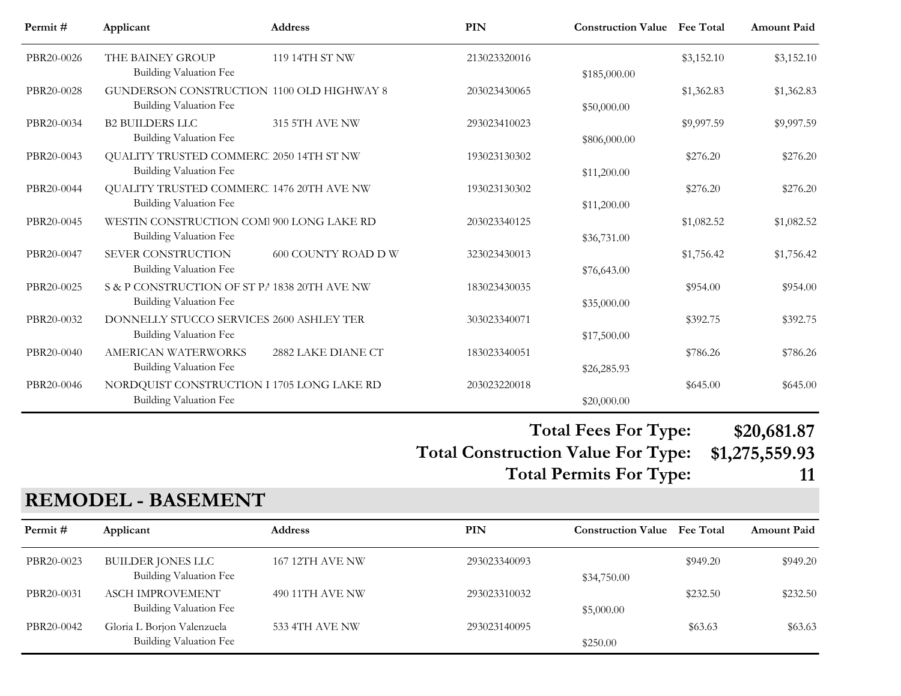| Permit # | Applicant | Address | PIN | Construction Value | Fee Total | Amount Paid |
|---|---|---|---|---|---|---|
| PBR20-0026 | THE BAINEY GROUP | 119 14TH ST NW | 213023320016 | | $3,152.10 | $3,152.10 |
| | Building Valuation Fee | | | $185,000.00 | | |
| PBR20-0028 | GUNDERSON CONSTRUCTION | 1100 OLD HIGHWAY 8 | 203023430065 | | $1,362.83 | $1,362.83 |
| | Building Valuation Fee | | | $50,000.00 | | |
| PBR20-0034 | B2 BUILDERS LLC | 315 5TH AVE NW | 293023410023 | | $9,997.59 | $9,997.59 |
| | Building Valuation Fee | | | $806,000.00 | | |
| PBR20-0043 | QUALITY TRUSTED COMMERC. | 2050 14TH ST NW | 193023130302 | | $276.20 | $276.20 |
| | Building Valuation Fee | | | $11,200.00 | | |
| PBR20-0044 | QUALITY TRUSTED COMMERC. | 1476 20TH AVE NW | 193023130302 | | $276.20 | $276.20 |
| | Building Valuation Fee | | | $11,200.00 | | |
| PBR20-0045 | WESTIN CONSTRUCTION COM | 900 LONG LAKE RD | 203023340125 | | $1,082.52 | $1,082.52 |
| | Building Valuation Fee | | | $36,731.00 | | |
| PBR20-0047 | SEVER CONSTRUCTION | 600 COUNTY ROAD D W | 323023430013 | | $1,756.42 | $1,756.42 |
| | Building Valuation Fee | | | $76,643.00 | | |
| PBR20-0025 | S & P CONSTRUCTION OF ST PA | 1838 20TH AVE NW | 183023430035 | | $954.00 | $954.00 |
| | Building Valuation Fee | | | $35,000.00 | | |
| PBR20-0032 | DONNELLY STUCCO SERVICES | 2600 ASHLEY TER | 303023340071 | | $392.75 | $392.75 |
| | Building Valuation Fee | | | $17,500.00 | | |
| PBR20-0040 | AMERICAN WATERWORKS | 2882 LAKE DIANE CT | 183023340051 | | $786.26 | $786.26 |
| | Building Valuation Fee | | | $26,285.93 | | |
| PBR20-0046 | NORDQUIST CONSTRUCTION I | 1705 LONG LAKE RD | 203023220018 | | $645.00 | $645.00 |
| | Building Valuation Fee | | | $20,000.00 | | |

**Total Fees For Type: $20,681.87**

**Total Construction Value For Type: $1,275,559.93**

**Total Permits For Type: 11**

## REMODEL - BASEMENT

| Permit # | Applicant | Address | PIN | Construction Value | Fee Total | Amount Paid |
|---|---|---|---|---|---|---|
| PBR20-0023 | BUILDER JONES LLC | 167 12TH AVE NW | 293023340093 | | $949.20 | $949.20 |
| | Building Valuation Fee | | | $34,750.00 | | |
| PBR20-0031 | ASCH IMPROVEMENT | 490 11TH AVE NW | 293023310032 | | $232.50 | $232.50 |
| | Building Valuation Fee | | | $5,000.00 | | |
| PBR20-0042 | Gloria L Borjon Valenzuela | 533 4TH AVE NW | 293023140095 | | $63.63 | $63.63 |
| | Building Valuation Fee | | | $250.00 | | |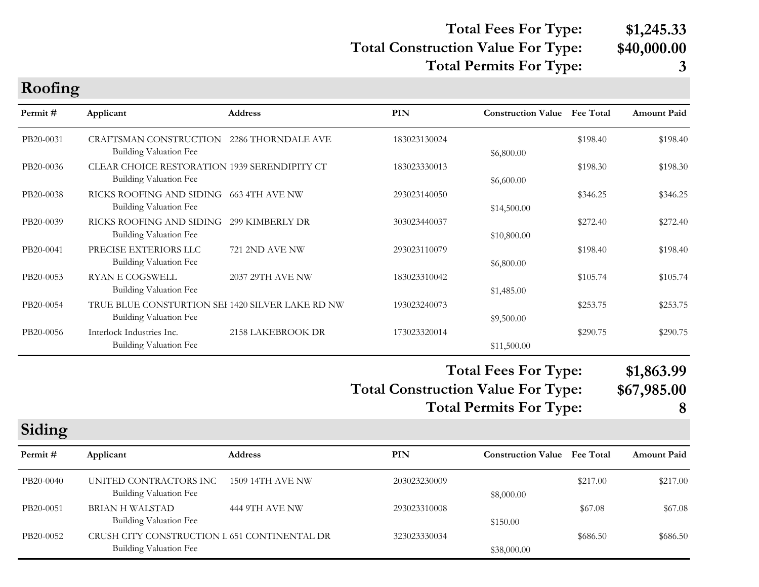**Total Fees For Type: $1,245.33**
**Total Construction Value For Type: $40,000.00**
**Total Permits For Type: 3**

## Roofing

| Permit # | Applicant | Address | PIN | Construction Value | Fee Total | Amount Paid |
|---|---|---|---|---|---|---|
| PB20-0031 | CRAFTSMAN CONSTRUCTION | 2286 THORNDALE AVE | 183023130024 | | $198.40 | $198.40 |
| | Building Valuation Fee | | | $6,800.00 | | |
| PB20-0036 | CLEAR CHOICE RESTORATION | 1939 SERENDIPITY CT | 183023330013 | | $198.30 | $198.30 |
| | Building Valuation Fee | | | $6,600.00 | | |
| PB20-0038 | RICKS ROOFING AND SIDING | 663 4TH AVE NW | 293023140050 | | $346.25 | $346.25 |
| | Building Valuation Fee | | | $14,500.00 | | |
| PB20-0039 | RICKS ROOFING AND SIDING | 299 KIMBERLY DR | 303023440037 | | $272.40 | $272.40 |
| | Building Valuation Fee | | | $10,800.00 | | |
| PB20-0041 | PRECISE EXTERIORS LLC | 721 2ND AVE NW | 293023110079 | | $198.40 | $198.40 |
| | Building Valuation Fee | | | $6,800.00 | | |
| PB20-0053 | RYAN E COGSWELL | 2037 29TH AVE NW | 183023310042 | | $105.74 | $105.74 |
| | Building Valuation Fee | | | $1,485.00 | | |
| PB20-0054 | TRUE BLUE CONSTURTION SEI | 1420 SILVER LAKE RD NW | 193023240073 | | $253.75 | $253.75 |
| | Building Valuation Fee | | | $9,500.00 | | |
| PB20-0056 | Interlock Industries Inc. | 2158 LAKEBROOK DR | 173023320014 | | $290.75 | $290.75 |
| | Building Valuation Fee | | | $11,500.00 | | |

**Total Fees For Type: $1,863.99**
**Total Construction Value For Type: $67,985.00**
**Total Permits For Type: 8**

## Siding

| Permit # | Applicant | Address | PIN | Construction Value | Fee Total | Amount Paid |
|---|---|---|---|---|---|---|
| PB20-0040 | UNITED CONTRACTORS INC | 1509 14TH AVE NW | 203023230009 | | $217.00 | $217.00 |
| | Building Valuation Fee | | | $8,000.00 | | |
| PB20-0051 | BRIAN H WALSTAD | 444 9TH AVE NW | 293023310008 | | $67.08 | $67.08 |
| | Building Valuation Fee | | | $150.00 | | |
| PB20-0052 | CRUSH CITY CONSTRUCTION I | 651 CONTINENTAL DR | 323023330034 | | $686.50 | $686.50 |
| | Building Valuation Fee | | | $38,000.00 | | |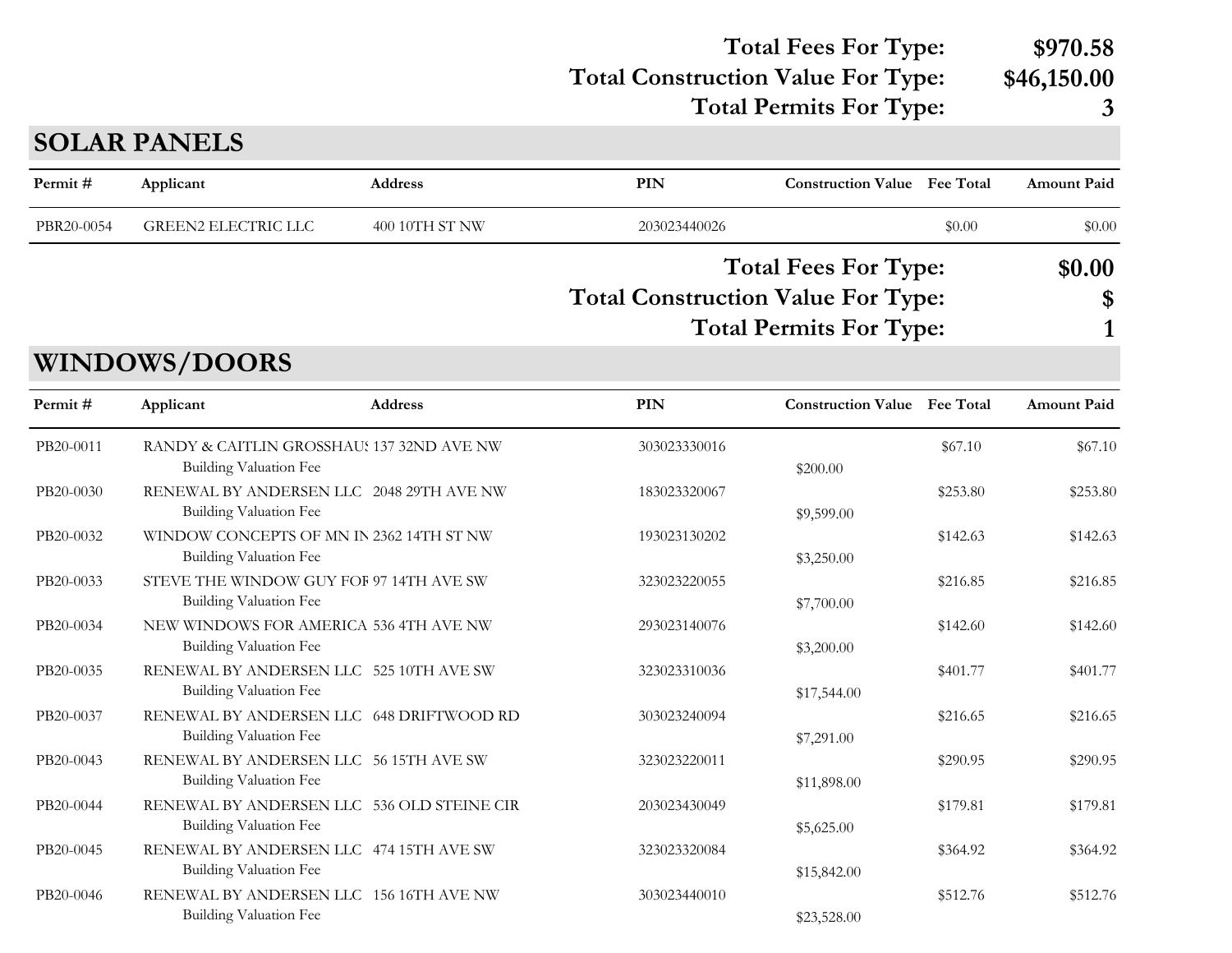**Total Fees For Type:** **$970.58**
**Total Construction Value For Type:** **$46,150.00**
**Total Permits For Type:** **3**

## SOLAR PANELS

| Permit # | Applicant | Address | PIN | Construction Value | Fee Total | Amount Paid |
|---|---|---|---|---|---|---|
| PBR20-0054 | GREEN2 ELECTRIC LLC | 400 10TH ST NW | 203023440026 | | $0.00 | $0.00 |

**Total Fees For Type:** **$0.00**
**Total Construction Value For Type:** **$**
**Total Permits For Type:** **1**

## WINDOWS/DOORS

| Permit # | Applicant | Address | PIN | Construction Value | Fee Total | Amount Paid |
|---|---|---|---|---|---|---|
| PB20-0011 | RANDY & CAITLIN GROSSHAUS | 137 32ND AVE NW | 303023330016 | | $67.10 | $67.10 |
| | Building Valuation Fee | | | $200.00 | | |
| PB20-0030 | RENEWAL BY ANDERSEN LLC | 2048 29TH AVE NW | 183023320067 | | $253.80 | $253.80 |
| | Building Valuation Fee | | | $9,599.00 | | |
| PB20-0032 | WINDOW CONCEPTS OF MN IN | 2362 14TH ST NW | 193023130202 | | $142.63 | $142.63 |
| | Building Valuation Fee | | | $3,250.00 | | |
| PB20-0033 | STEVE THE WINDOW GUY FOR | 97 14TH AVE SW | 323023220055 | | $216.85 | $216.85 |
| | Building Valuation Fee | | | $7,700.00 | | |
| PB20-0034 | NEW WINDOWS FOR AMERICA | 536 4TH AVE NW | 293023140076 | | $142.60 | $142.60 |
| | Building Valuation Fee | | | $3,200.00 | | |
| PB20-0035 | RENEWAL BY ANDERSEN LLC | 525 10TH AVE SW | 323023310036 | | $401.77 | $401.77 |
| | Building Valuation Fee | | | $17,544.00 | | |
| PB20-0037 | RENEWAL BY ANDERSEN LLC | 648 DRIFTWOOD RD | 303023240094 | | $216.65 | $216.65 |
| | Building Valuation Fee | | | $7,291.00 | | |
| PB20-0043 | RENEWAL BY ANDERSEN LLC | 56 15TH AVE SW | 323023220011 | | $290.95 | $290.95 |
| | Building Valuation Fee | | | $11,898.00 | | |
| PB20-0044 | RENEWAL BY ANDERSEN LLC | 536 OLD STEINE CIR | 203023430049 | | $179.81 | $179.81 |
| | Building Valuation Fee | | | $5,625.00 | | |
| PB20-0045 | RENEWAL BY ANDERSEN LLC | 474 15TH AVE SW | 323023320084 | | $364.92 | $364.92 |
| | Building Valuation Fee | | | $15,842.00 | | |
| PB20-0046 | RENEWAL BY ANDERSEN LLC | 156 16TH AVE NW | 303023440010 | | $512.76 | $512.76 |
| | Building Valuation Fee | | | $23,528.00 | | |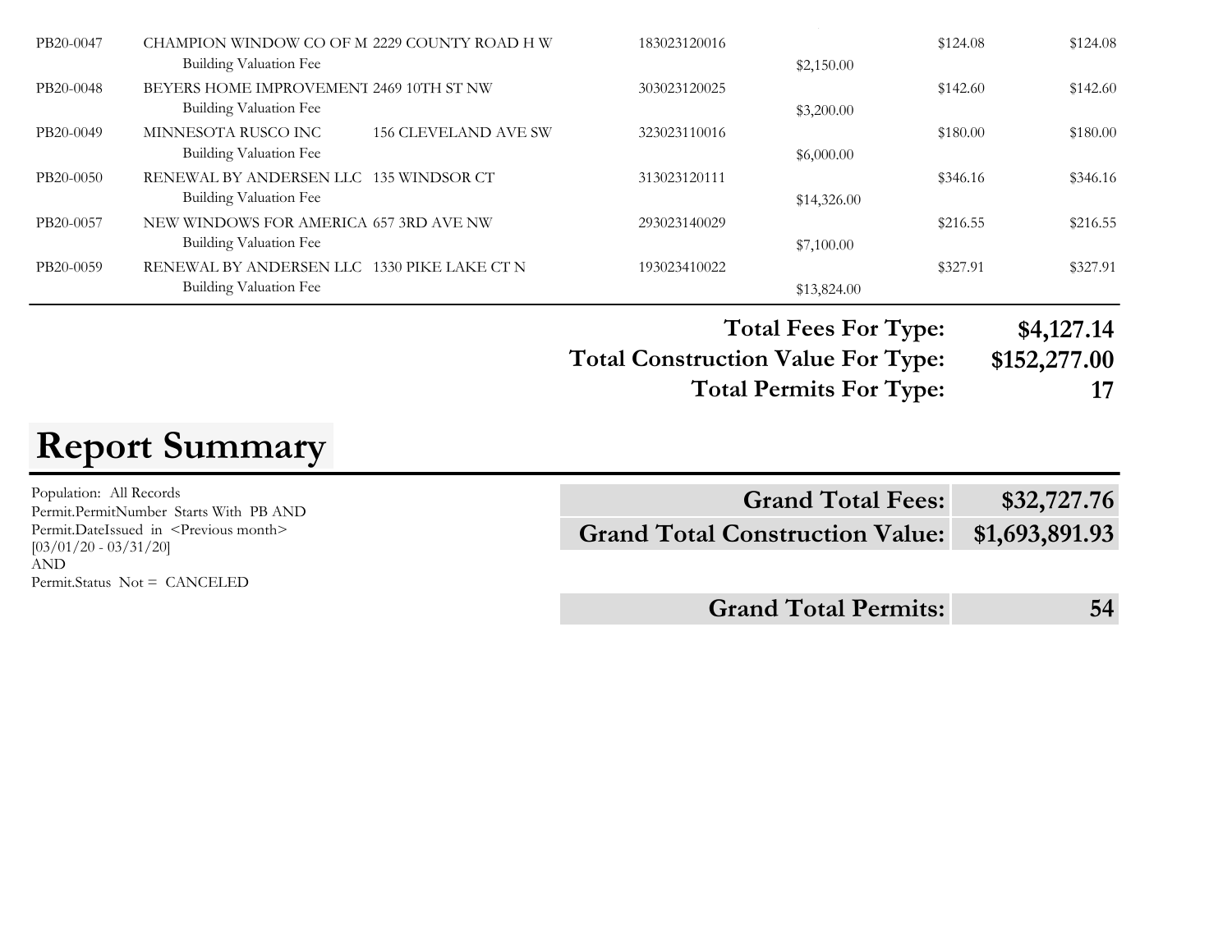| | | | | | | |
|---|---|---|---|---|---|---|
| PB20-0047 | CHAMPION WINDOW CO OF M | 2229 COUNTY ROAD H W | 183023120016 | | $124.08 | $124.08 |
| | Building Valuation Fee | | | $2,150.00 | | |
| PB20-0048 | BEYERS HOME IMPROVEMENT | 2469 10TH ST NW | 303023120025 | | $142.60 | $142.60 |
| | Building Valuation Fee | | | $3,200.00 | | |
| PB20-0049 | MINNESOTA RUSCO INC | 156 CLEVELAND AVE SW | 323023110016 | | $180.00 | $180.00 |
| | Building Valuation Fee | | | $6,000.00 | | |
| PB20-0050 | RENEWAL BY ANDERSEN LLC | 135 WINDSOR CT | 313023120111 | | $346.16 | $346.16 |
| | Building Valuation Fee | | | $14,326.00 | | |
| PB20-0057 | NEW WINDOWS FOR AMERICA | 657 3RD AVE NW | 293023140029 | | $216.55 | $216.55 |
| | Building Valuation Fee | | | $7,100.00 | | |
| PB20-0059 | RENEWAL BY ANDERSEN LLC | 1330 PIKE LAKE CT N | 193023410022 | | $327.91 | $327.91 |
| | Building Valuation Fee | | | $13,824.00 | | |

**Total Fees For Type: $4,127.14**

**Total Construction Value For Type: $152,277.00**

**Total Permits For Type: 17**

# Report Summary

Population: All Records
Permit.PermitNumber Starts With PB AND
Permit.DateIssued in <Previous month>
[03/01/20 - 03/31/20]
AND
Permit.Status Not = CANCELED

| | |
|---|---|
| **Grand Total Fees:** | **$32,727.76** |
| **Grand Total Construction Value:** | **$1,693,891.93** |
| **Grand Total Permits:** | **54** |